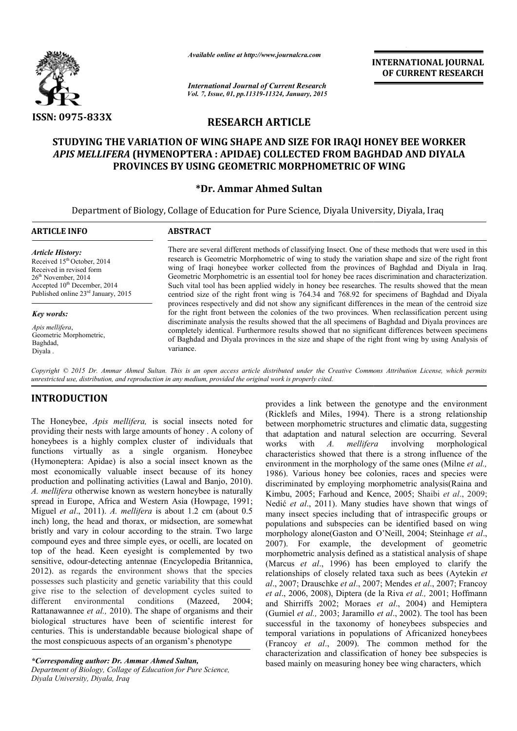*Available online at http://www.journalcra.com*

*International Journal of Current Research*
*Vol. 7, Issue, 01, pp.11319-11324, January, 2015*

**INTERNATIONAL JOURNAL OF CURRENT RESEARCH**

**ISSN: 0975-833X**

## RESEARCH ARTICLE

# STUDYING THE VARIATION OF WING SHAPE AND SIZE FOR IRAQI HONEY BEE WORKER *APIS MELLIFERA* (HYMENOPTERA : APIDAE) COLLECTED FROM BAGHDAD AND DIYALA PROVINCES BY USING GEOMETRIC MORPHOMETRIC OF WING

**\*Dr. Ammar Ahmed Sultan**

Department of Biology, Collage of Education for Pure Science, Diyala University, Diyala, Iraq

**ARTICLE INFO**

*Article History:*
Received 15th October, 2014
Received in revised form 26th November, 2014
Accepted 10th December, 2014
Published online 23rd January, 2015

*Key words:*
*Apis mellifera*,
Geometric Morphometric,
Baghdad,
Diyala .

**ABSTRACT**

There are several different methods of classifying Insect. One of these methods that were used in this research is Geometric Morphometric of wing to study the variation shape and size of the right front wing of Iraqi honeybee worker collected from the provinces of Baghdad and Diyala in Iraq. Geometric Morphometric is an essential tool for honey bee races discrimination and characterization. Such vital tool has been applied widely in honey bee researches. The results showed that the mean centriod size of the right front wing is 764.34 and 768.92 for specimens of Baghdad and Diyala provinces respectively and did not show any significant differences in the mean of the centroid size for the right front between the colonies of the two provinces. When reclassification percent using discriminate analysis the results showed that the all specimens of Baghdad and Diyala provinces are completely identical. Furthermore results showed that no significant differences between specimens of Baghdad and Diyala provinces in the size and shape of the right front wing by using Analysis of variance.

*Copyright © 2015 Dr. Ammar Ahmed Sultan. This is an open access article distributed under the Creative Commons Attribution License, which permits unrestricted use, distribution, and reproduction in any medium, provided the original work is properly cited.*

## INTRODUCTION

The Honeybee, *Apis mellifera,* is social insects noted for providing their nests with large amounts of honey . A colony of honeybees is a highly complex cluster of individuals that functions virtually as a single organism. Honeybee (Hymoneptera: Apidae) is also a social insect known as the most economically valuable insect because of its honey production and pollinating activities (Lawal and Banjo, 2010). *A. mellifera* otherwise known as western honeybee is naturally spread in Europe, Africa and Western Asia (Howpage, 1991; Miguel *et al*., 2011). *A. mellifera* is about 1.2 cm (about 0.5 inch) long, the head and thorax, or midsection, are somewhat bristly and vary in colour according to the strain. Two large compound eyes and three simple eyes, or ocelli, are located on top of the head. Keen eyesight is complemented by two sensitive, odour-detecting antennae (Encyclopedia Britannica, 2012). as regards the environment shows that the species possesses such plasticity and genetic variability that this could give rise to the selection of development cycles suited to different environmental conditions (Mazeed, 2004; Rattanawannee *et al.,* 2010). The shape of organisms and their biological structures have been of scientific interest for centuries. This is understandable because biological shape of the most conspicuous aspects of an organism's phenotype provides a link between the genotype and the environment (Ricklefs and Miles, 1994). There is a strong relationship between morphometric structures and climatic data, suggesting that adaptation and natural selection are occurring. Several works with *A. mellifera* involving morphological characteristics showed that there is a strong influence of the environment in the morphology of the same ones (Milne *et al.,* 1986). Various honey bee colonies, races and species were discriminated by employing morphometric analysis(Raina and Kimbu, 2005; Farhoud and Kence, 2005; Shaibi *et al*., 2009; Nedić *et al*., 2011). Many studies have shown that wings of many insect species including that of intraspecific groups or populations and subspecies can be identified based on wing morphology alone(Gaston and O'Neill, 2004; Steinhage *et al*., 2007). For example, the development of geometric morphometric analysis defined as a statistical analysis of shape (Marcus *et al*., 1996) has been employed to clarify the relationships of closely related taxa such as bees (Aytekin *et al*., 2007; Drauschke *et al*., 2007; Mendes *et al*., 2007; Francoy *et al*., 2006, 2008), Diptera (de la Riva *et al.,* 2001; Hoffmann and Shirriffs 2002; Moraes *et al*., 2004) and Hemiptera (Gumiel *et al.,* 2003; Jaramillo *et al*., 2002). The tool has been successful in the taxonomy of honeybees subspecies and temporal variations in populations of Africanized honeybees (Francoy *et al*., 2009). The common method for the characterization and classification of honey bee subspecies is based mainly on measuring honey bee wing characters, which

*\*Corresponding author: Dr. Ammar Ahmed Sultan,*
*Department of Biology, Collage of Education for Pure Science, Diyala University, Diyala, Iraq*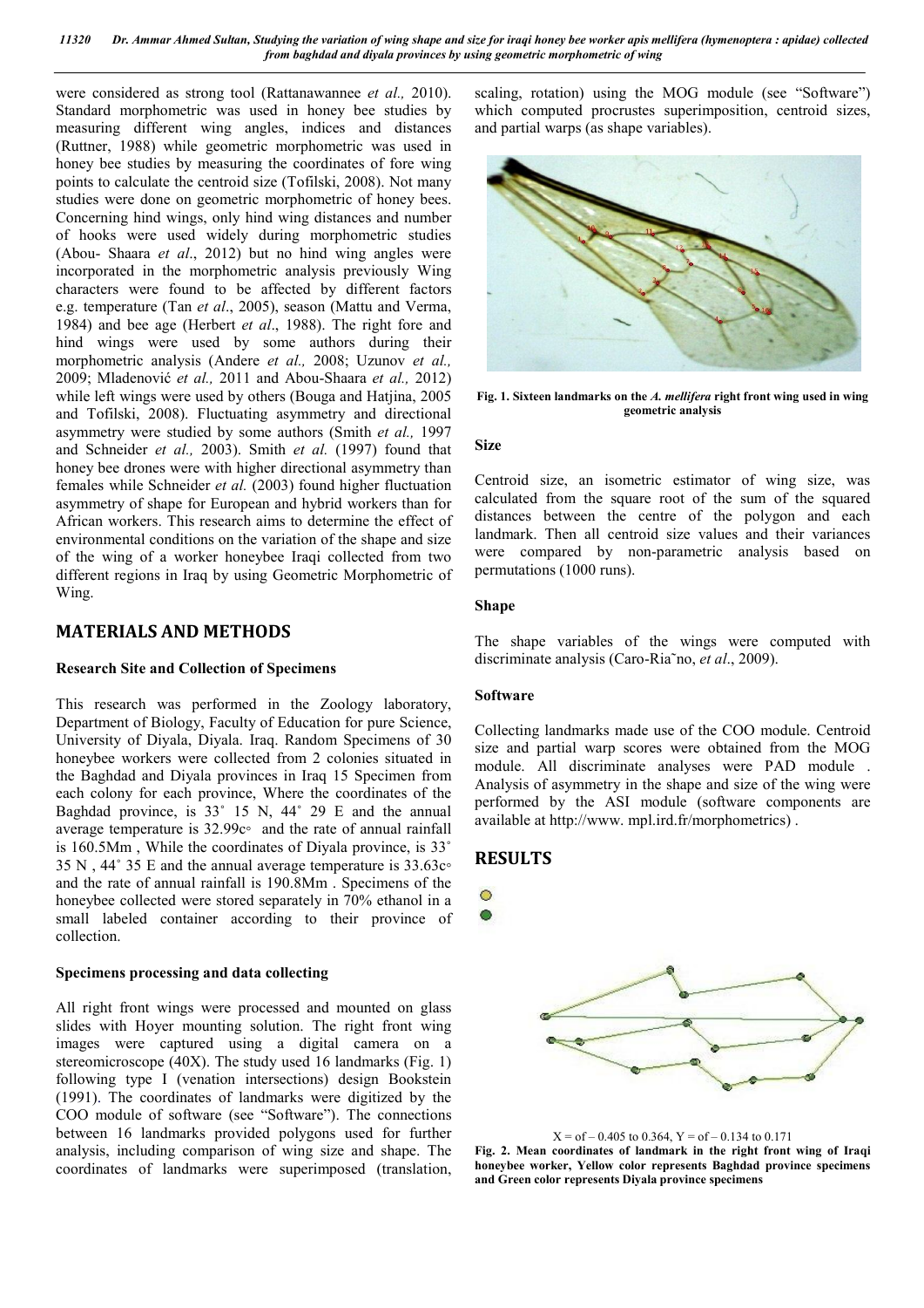were considered as strong tool (Rattanawannee *et al.,* 2010). Standard morphometric was used in honey bee studies by measuring different wing angles, indices and distances (Ruttner, 1988) while geometric morphometric was used in honey bee studies by measuring the coordinates of fore wing points to calculate the centroid size (Tofilski, 2008). Not many studies were done on geometric morphometric of honey bees. Concerning hind wings, only hind wing distances and number of hooks were used widely during morphometric studies (Abou- Shaara *et al*., 2012) but no hind wing angles were incorporated in the morphometric analysis previously Wing characters were found to be affected by different factors e.g. temperature (Tan *et al*., 2005), season (Mattu and Verma, 1984) and bee age (Herbert *et al*., 1988). The right fore and hind wings were used by some authors during their morphometric analysis (Andere *et al.,* 2008; Uzunov *et al.,* 2009; Mladenović *et al.,* 2011 and Abou-Shaara *et al.,* 2012) while left wings were used by others (Bouga and Hatjina, 2005 and Tofilski, 2008). Fluctuating asymmetry and directional asymmetry were studied by some authors (Smith *et al.,* 1997 and Schneider *et al.,* 2003). Smith *et al.* (1997) found that honey bee drones were with higher directional asymmetry than females while Schneider *et al.* (2003) found higher fluctuation asymmetry of shape for European and hybrid workers than for African workers. This research aims to determine the effect of environmental conditions on the variation of the shape and size of the wing of a worker honeybee Iraqi collected from two different regions in Iraq by using Geometric Morphometric of Wing.

## MATERIALS AND METHODS

### Research Site and Collection of Specimens

This research was performed in the Zoology laboratory, Department of Biology, Faculty of Education for pure Science, University of Diyala, Diyala. Iraq. Random Specimens of 30 honeybee workers were collected from 2 colonies situated in the Baghdad and Diyala provinces in Iraq 15 Specimen from each colony for each province, Where the coordinates of the Baghdad province, is 33˚ 15 N, 44˚ 29 E and the annual average temperature is 32.99c◦ and the rate of annual rainfall is 160.5Mm , While the coordinates of Diyala province, is 33˚ 35 N , 44˚ 35 E and the annual average temperature is 33.63c◦ and the rate of annual rainfall is 190.8Mm . Specimens of the honeybee collected were stored separately in 70% ethanol in a small labeled container according to their province of collection.

### Specimens processing and data collecting

All right front wings were processed and mounted on glass slides with Hoyer mounting solution. The right front wing images were captured using a digital camera on a stereomicroscope (40X). The study used 16 landmarks (Fig. 1) following type I (venation intersections) design Bookstein (1991). The coordinates of landmarks were digitized by the COO module of software (see "Software"). The connections between 16 landmarks provided polygons used for further analysis, including comparison of wing size and shape. The coordinates of landmarks were superimposed (translation, scaling, rotation) using the MOG module (see "Software") which computed procrustes superimposition, centroid sizes, and partial warps (as shape variables).

**Fig. 1. Sixteen landmarks on the *A. mellifera* right front wing used in wing geometric analysis**

### Size

Centroid size, an isometric estimator of wing size, was calculated from the square root of the sum of the squared distances between the centre of the polygon and each landmark. Then all centroid size values and their variances were compared by non-parametric analysis based on permutations (1000 runs).

### Shape

The shape variables of the wings were computed with discriminate analysis (Caro-Riaˇno, *et al*., 2009).

### Software

Collecting landmarks made use of the COO module. Centroid size and partial warp scores were obtained from the MOG module. All discriminate analyses were PAD module . Analysis of asymmetry in the shape and size of the wing were performed by the ASI module (software components are available at http://www. mpl.ird.fr/morphometrics) .

## RESULTS

X = of – 0.405 to 0.364, Y = of – 0.134 to 0.171

**Fig. 2. Mean coordinates of landmark in the right front wing of Iraqi honeybee worker, Yellow color represents Baghdad province specimens and Green color represents Diyala province specimens**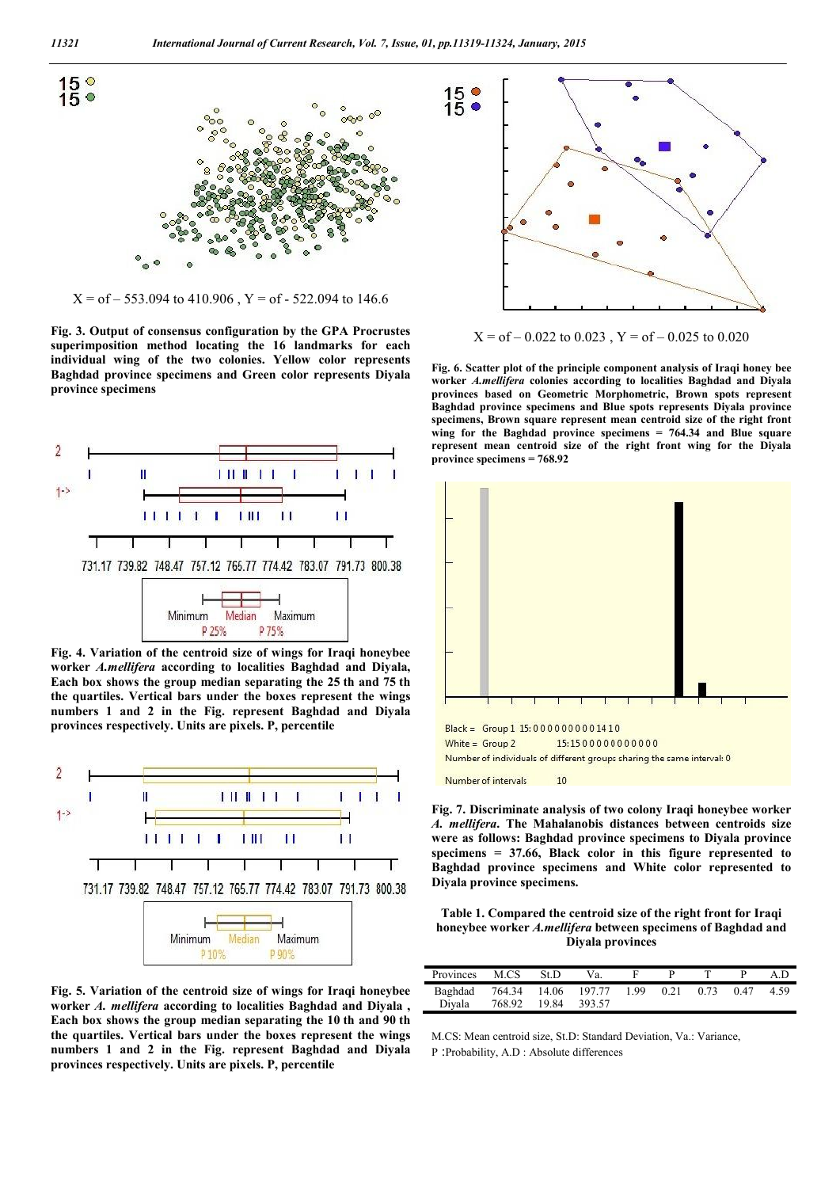X = of – 553.094 to 410.906 , Y = of - 522.094 to 146.6

**Fig. 3. Output of consensus configuration by the GPA Procrustes superimposition method locating the 16 landmarks for each individual wing of the two colonies. Yellow color represents Baghdad province specimens and Green color represents Diyala province specimens**

**Fig. 4. Variation of the centroid size of wings for Iraqi honeybee worker *A.mellifera* according to localities Baghdad and Diyala, Each box shows the group median separating the 25 th and 75 th the quartiles. Vertical bars under the boxes represent the wings numbers 1 and 2 in the Fig. represent Baghdad and Diyala provinces respectively. Units are pixels. P, percentile**

**Fig. 5. Variation of the centroid size of wings for Iraqi honeybee worker *A. mellifera* according to localities Baghdad and Diyala , Each box shows the group median separating the 10 th and 90 th the quartiles. Vertical bars under the boxes represent the wings numbers 1 and 2 in the Fig. represent Baghdad and Diyala provinces respectively. Units are pixels. P, percentile**

X = of – 0.022 to 0.023 , Y = of – 0.025 to 0.020

**Fig. 6. Scatter plot of the principle component analysis of Iraqi honey bee worker *A.mellifera* colonies according to localities Baghdad and Diyala provinces based on Geometric Morphometric, Brown spots represent Baghdad province specimens and Blue spots represents Diyala province specimens, Brown square represent mean centroid size of the right front wing for the Baghdad province specimens = 764.34 and Blue square represent mean centroid size of the right front wing for the Diyala province specimens = 768.92**

**Fig. 7. Discriminate analysis of two colony Iraqi honeybee worker *A. mellifera*. The Mahalanobis distances between centroids size were as follows: Baghdad province specimens to Diyala province specimens = 37.66, Black color in this figure represented to Baghdad province specimens and White color represented to Diyala province specimens.**

**Table 1. Compared the centroid size of the right front for Iraqi honeybee worker *A.mellifera* between specimens of Baghdad and Diyala provinces**

| Provinces | M.CS | St.D | Va. | F | P | T | P | A.D |
|---|---|---|---|---|---|---|---|---|
| Baghdad | 764.34 | 14.06 | 197.77 | 1.99 | 0.21 | 0.73 | 0.47 | 4.59 |
| Diyala | 768.92 | 19.84 | 393.57 | | | | | |

M.CS: Mean centroid size, St.D: Standard Deviation, Va.: Variance,
P :Probability, A.D : Absolute differences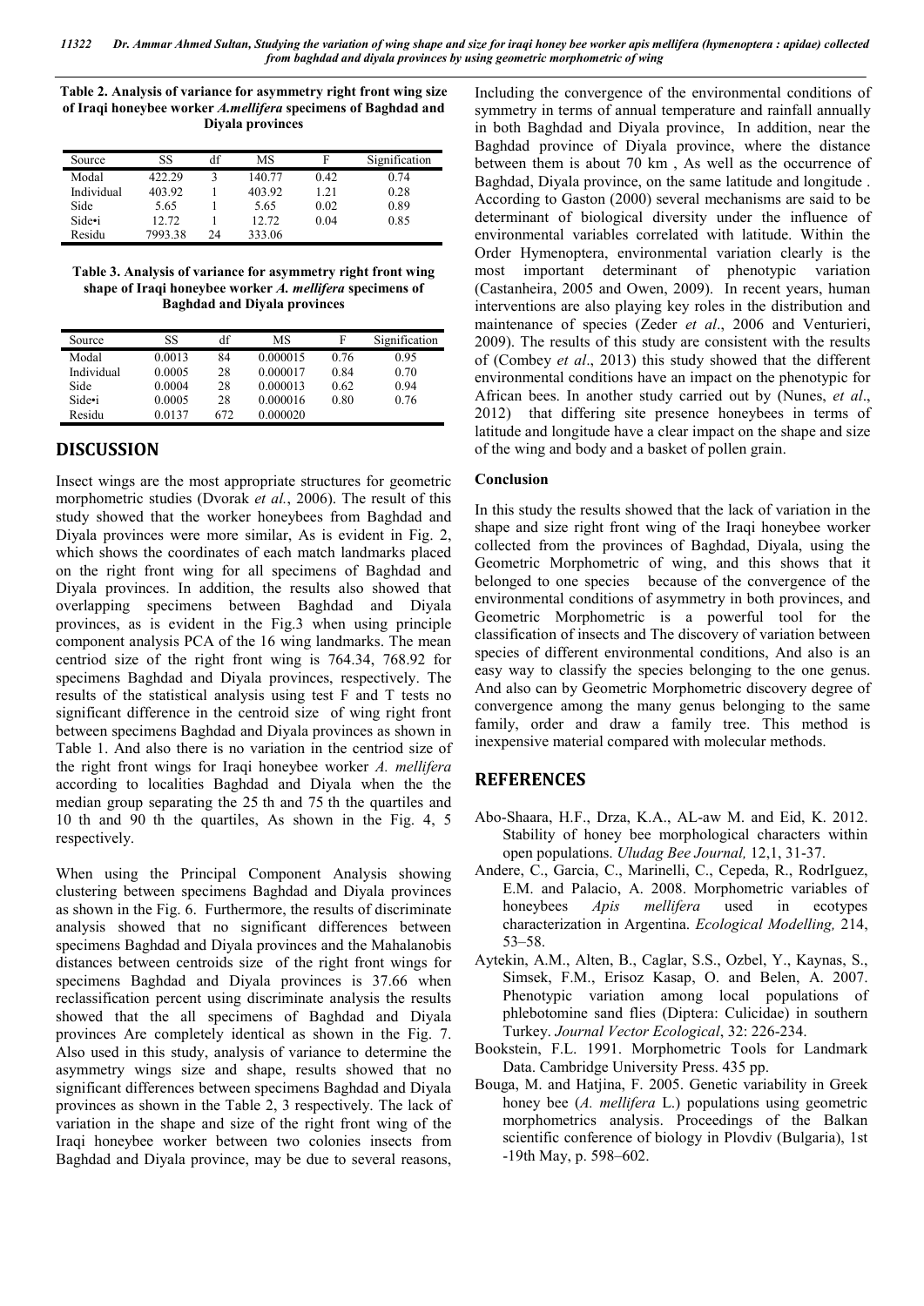**Table 2. Analysis of variance for asymmetry right front wing size of Iraqi honeybee worker *A.mellifera* specimens of Baghdad and Diyala provinces**

| Source | SS | df | MS | F | Signification |
|---|---|---|---|---|---|
| Modal | 422.29 | 3 | 140.77 | 0.42 | 0.74 |
| Individual | 403.92 | 1 | 403.92 | 1.21 | 0.28 |
| Side | 5.65 | 1 | 5.65 | 0.02 | 0.89 |
| Side•i | 12.72 | 1 | 12.72 | 0.04 | 0.85 |
| Residu | 7993.38 | 24 | 333.06 | | |

**Table 3. Analysis of variance for asymmetry right front wing shape of Iraqi honeybee worker *A. mellifera* specimens of Baghdad and Diyala provinces**

| Source | SS | df | MS | F | Signification |
|---|---|---|---|---|---|
| Modal | 0.0013 | 84 | 0.000015 | 0.76 | 0.95 |
| Individual | 0.0005 | 28 | 0.000017 | 0.84 | 0.70 |
| Side | 0.0004 | 28 | 0.000013 | 0.62 | 0.94 |
| Side•i | 0.0005 | 28 | 0.000016 | 0.80 | 0.76 |
| Residu | 0.0137 | 672 | 0.000020 | | |

## DISCUSSION

Insect wings are the most appropriate structures for geometric morphometric studies (Dvorak *et al.*, 2006). The result of this study showed that the worker honeybees from Baghdad and Diyala provinces were more similar, As is evident in Fig. 2, which shows the coordinates of each match landmarks placed on the right front wing for all specimens of Baghdad and Diyala provinces. In addition, the results also showed that overlapping specimens between Baghdad and Diyala provinces, as is evident in the Fig.3 when using principle component analysis PCA of the 16 wing landmarks. The mean centriod size of the right front wing is 764.34, 768.92 for specimens Baghdad and Diyala provinces, respectively. The results of the statistical analysis using test F and T tests no significant difference in the centroid size of wing right front between specimens Baghdad and Diyala provinces as shown in Table 1. And also there is no variation in the centriod size of the right front wings for Iraqi honeybee worker *A. mellifera* according to localities Baghdad and Diyala when the the median group separating the 25 th and 75 th the quartiles and 10 th and 90 th the quartiles, As shown in the Fig. 4, 5 respectively.

When using the Principal Component Analysis showing clustering between specimens Baghdad and Diyala provinces as shown in the Fig. 6. Furthermore, the results of discriminate analysis showed that no significant differences between specimens Baghdad and Diyala provinces and the Mahalanobis distances between centroids size of the right front wings for specimens Baghdad and Diyala provinces is 37.66 when reclassification percent using discriminate analysis the results showed that the all specimens of Baghdad and Diyala provinces Are completely identical as shown in the Fig. 7. Also used in this study, analysis of variance to determine the asymmetry wings size and shape, results showed that no significant differences between specimens Baghdad and Diyala provinces as shown in the Table 2, 3 respectively. The lack of variation in the shape and size of the right front wing of the Iraqi honeybee worker between two colonies insects from Baghdad and Diyala province, may be due to several reasons, Including the convergence of the environmental conditions of symmetry in terms of annual temperature and rainfall annually in both Baghdad and Diyala province, In addition, near the Baghdad province of Diyala province, where the distance between them is about 70 km , As well as the occurrence of Baghdad, Diyala province, on the same latitude and longitude . According to Gaston (2000) several mechanisms are said to be determinant of biological diversity under the influence of environmental variables correlated with latitude. Within the Order Hymenoptera, environmental variation clearly is the most important determinant of phenotypic variation (Castanheira, 2005 and Owen, 2009). In recent years, human interventions are also playing key roles in the distribution and maintenance of species (Zeder *et al*., 2006 and Venturieri, 2009). The results of this study are consistent with the results of (Combey *et al*., 2013) this study showed that the different environmental conditions have an impact on the phenotypic for African bees. In another study carried out by (Nunes, *et al*., 2012) that differing site presence honeybees in terms of latitude and longitude have a clear impact on the shape and size of the wing and body and a basket of pollen grain.

### Conclusion

In this study the results showed that the lack of variation in the shape and size right front wing of the Iraqi honeybee worker collected from the provinces of Baghdad, Diyala, using the Geometric Morphometric of wing, and this shows that it belonged to one species because of the convergence of the environmental conditions of asymmetry in both provinces, and Geometric Morphometric is a powerful tool for the classification of insects and The discovery of variation between species of different environmental conditions, And also is an easy way to classify the species belonging to the one genus. And also can by Geometric Morphometric discovery degree of convergence among the many genus belonging to the same family, order and draw a family tree. This method is inexpensive material compared with molecular methods.

## REFERENCES

Abo-Shaara, H.F., Drza, K.A., AL-aw M. and Eid, K. 2012. Stability of honey bee morphological characters within open populations. *Uludag Bee Journal,* 12,1, 31-37.

Andere, C., Garcia, C., Marinelli, C., Cepeda, R., RodrIguez, E.M. and Palacio, A. 2008. Morphometric variables of honeybees *Apis mellifera* used in ecotypes characterization in Argentina. *Ecological Modelling,* 214, 53–58.

Aytekin, A.M., Alten, B., Caglar, S.S., Ozbel, Y., Kaynas, S., Simsek, F.M., Erisoz Kasap, O. and Belen, A. 2007. Phenotypic variation among local populations of phlebotomine sand flies (Diptera: Culicidae) in southern Turkey. *Journal Vector Ecological*, 32: 226-234.

Bookstein, F.L. 1991. Morphometric Tools for Landmark Data. Cambridge University Press. 435 pp.

Bouga, M. and Hatjina, F. 2005. Genetic variability in Greek honey bee (*A. mellifera* L.) populations using geometric morphometrics analysis. Proceedings of the Balkan scientific conference of biology in Plovdiv (Bulgaria), 1st -19th May, p. 598–602.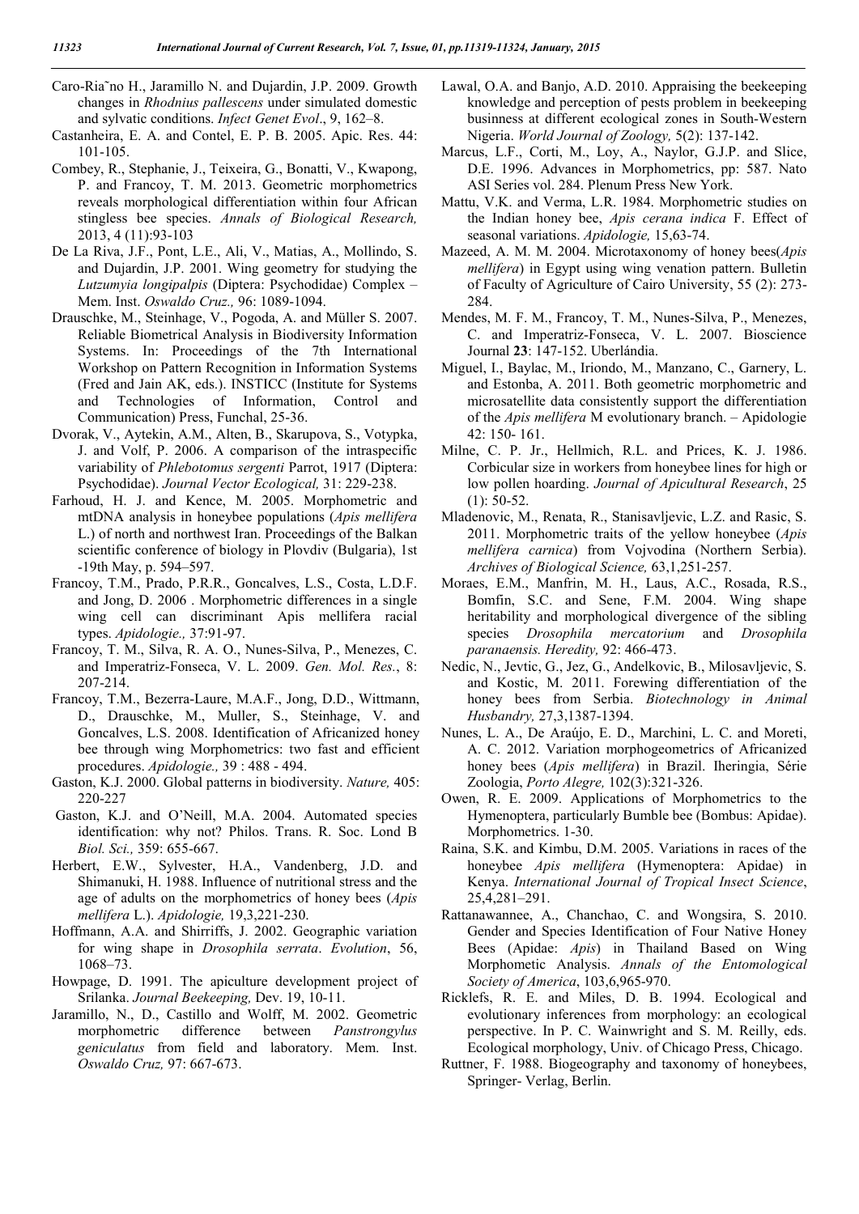Caro-Ria˜no H., Jaramillo N. and Dujardin, J.P. 2009. Growth changes in *Rhodnius pallescens* under simulated domestic and sylvatic conditions. *Infect Genet Evol*., 9, 162–8.

Castanheira, E. A. and Contel, E. P. B. 2005. Apic. Res. 44: 101-105.

Combey, R., Stephanie, J., Teixeira, G., Bonatti, V., Kwapong, P. and Francoy, T. M. 2013. Geometric morphometrics reveals morphological differentiation within four African stingless bee species. *Annals of Biological Research,* 2013, 4 (11):93-103

De La Riva, J.F., Pont, L.E., Ali, V., Matias, A., Mollindo, S. and Dujardin, J.P. 2001. Wing geometry for studying the *Lutzumyia longipalpis* (Diptera: Psychodidae) Complex – Mem. Inst. *Oswaldo Cruz.,* 96: 1089-1094.

Drauschke, M., Steinhage, V., Pogoda, A. and Müller S. 2007. Reliable Biometrical Analysis in Biodiversity Information Systems. In: Proceedings of the 7th International Workshop on Pattern Recognition in Information Systems (Fred and Jain AK, eds.). INSTICC (Institute for Systems and Technologies of Information, Control and Communication) Press, Funchal, 25-36.

Dvorak, V., Aytekin, A.M., Alten, B., Skarupova, S., Votypka, J. and Volf, P. 2006. A comparison of the intraspecific variability of *Phlebotomus sergenti* Parrot, 1917 (Diptera: Psychodidae). *Journal Vector Ecological,* 31: 229-238.

Farhoud, H. J. and Kence, M. 2005. Morphometric and mtDNA analysis in honeybee populations (*Apis mellifera* L.) of north and northwest Iran. Proceedings of the Balkan scientific conference of biology in Plovdiv (Bulgaria), 1st -19th May, p. 594–597.

Francoy, T.M., Prado, P.R.R., Goncalves, L.S., Costa, L.D.F. and Jong, D. 2006 . Morphometric differences in a single wing cell can discriminant Apis mellifera racial types. *Apidologie.,* 37:91-97.

Francoy, T. M., Silva, R. A. O., Nunes-Silva, P., Menezes, C. and Imperatriz-Fonseca, V. L. 2009. *Gen. Mol. Res.*, 8: 207-214.

Francoy, T.M., Bezerra-Laure, M.A.F., Jong, D.D., Wittmann, D., Drauschke, M., Muller, S., Steinhage, V. and Goncalves, L.S. 2008. Identification of Africanized honey bee through wing Morphometrics: two fast and efficient procedures. *Apidologie.,* 39 : 488 - 494.

Gaston, K.J. 2000. Global patterns in biodiversity. *Nature,* 405: 220-227

Gaston, K.J. and O'Neill, M.A. 2004. Automated species identification: why not? Philos. Trans. R. Soc. Lond B *Biol. Sci.,* 359: 655-667.

Herbert, E.W., Sylvester, H.A., Vandenberg, J.D. and Shimanuki, H. 1988. Influence of nutritional stress and the age of adults on the morphometrics of honey bees (*Apis mellifera* L.). *Apidologie,* 19,3,221-230.

Hoffmann, A.A. and Shirriffs, J. 2002. Geographic variation for wing shape in *Drosophila serrata*. *Evolution*, 56, 1068–73.

Howpage, D. 1991. The apiculture development project of Srilanka. *Journal Beekeeping,* Dev. 19, 10-11.

Jaramillo, N., D., Castillo and Wolff, M. 2002. Geometric morphometric difference between *Panstrongylus geniculatus* from field and laboratory. Mem. Inst. *Oswaldo Cruz,* 97: 667-673.

Lawal, O.A. and Banjo, A.D. 2010. Appraising the beekeeping knowledge and perception of pests problem in beekeeping businness at different ecological zones in South-Western Nigeria. *World Journal of Zoology,* 5(2): 137-142.

Marcus, L.F., Corti, M., Loy, A., Naylor, G.J.P. and Slice, D.E. 1996. Advances in Morphometrics, pp: 587. Nato ASI Series vol. 284. Plenum Press New York.

Mattu, V.K. and Verma, L.R. 1984. Morphometric studies on the Indian honey bee, *Apis cerana indica* F. Effect of seasonal variations. *Apidologie,* 15,63-74.

Mazeed, A. M. M. 2004. Microtaxonomy of honey bees(*Apis mellifera*) in Egypt using wing venation pattern. Bulletin of Faculty of Agriculture of Cairo University, 55 (2): 273-284.

Mendes, M. F. M., Francoy, T. M., Nunes-Silva, P., Menezes, C. and Imperatriz-Fonseca, V. L. 2007. Bioscience Journal **23**: 147-152. Uberlándia.

Miguel, I., Baylac, M., Iriondo, M., Manzano, C., Garnery, L. and Estonba, A. 2011. Both geometric morphometric and microsatellite data consistently support the differentiation of the *Apis mellifera* M evolutionary branch. – Apidologie 42: 150- 161.

Milne, C. P. Jr., Hellmich, R.L. and Prices, K. J. 1986. Corbicular size in workers from honeybee lines for high or low pollen hoarding. *Journal of Apicultural Research*, 25 (1): 50-52.

Mladenovic, M., Renata, R., Stanisavljevic, L.Z. and Rasic, S. 2011. Morphometric traits of the yellow honeybee (*Apis mellifera carnica*) from Vojvodina (Northern Serbia). *Archives of Biological Science,* 63,1,251-257.

Moraes, E.M., Manfrin, M. H., Laus, A.C., Rosada, R.S., Bomfin, S.C. and Sene, F.M. 2004. Wing shape heritability and morphological divergence of the sibling species *Drosophila mercatorium* and *Drosophila paranaensis. Heredity,* 92: 466-473.

Nedic, N., Jevtic, G., Jez, G., Andelkovic, B., Milosavljevic, S. and Kostic, M. 2011. Forewing differentiation of the honey bees from Serbia. *Biotechnology in Animal Husbandry,* 27,3,1387-1394.

Nunes, L. A., De Araújo, E. D., Marchini, L. C. and Moreti, A. C. 2012. Variation morphogeometrics of Africanized honey bees (*Apis mellifera*) in Brazil. Iheringia, Série Zoologia, *Porto Alegre,* 102(3):321-326.

Owen, R. E. 2009. Applications of Morphometrics to the Hymenoptera, particularly Bumble bee (Bombus: Apidae). Morphometrics. 1-30.

Raina, S.K. and Kimbu, D.M. 2005. Variations in races of the honeybee *Apis mellifera* (Hymenoptera: Apidae) in Kenya. *International Journal of Tropical Insect Science*, 25,4,281–291.

Rattanawannee, A., Chanchao, C. and Wongsira, S. 2010. Gender and Species Identification of Four Native Honey Bees (Apidae: *Apis*) in Thailand Based on Wing Morphometic Analysis. *Annals of the Entomological Society of America*, 103,6,965-970.

Ricklefs, R. E. and Miles, D. B. 1994. Ecological and evolutionary inferences from morphology: an ecological perspective. In P. C. Wainwright and S. M. Reilly, eds. Ecological morphology, Univ. of Chicago Press, Chicago.

Ruttner, F. 1988. Biogeography and taxonomy of honeybees, Springer- Verlag, Berlin.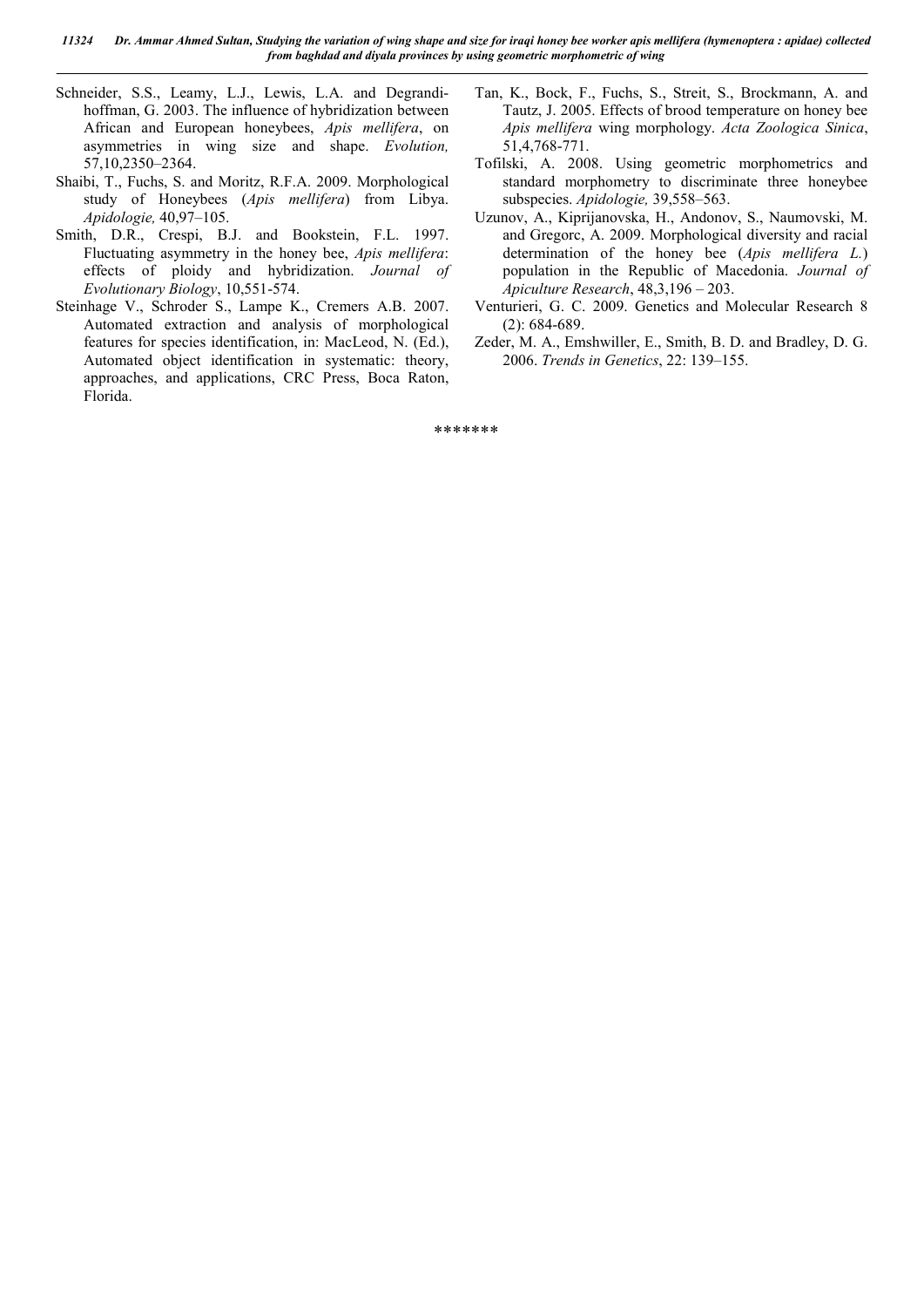Schneider, S.S., Leamy, L.J., Lewis, L.A. and Degrandi-hoffman, G. 2003. The influence of hybridization between African and European honeybees, *Apis mellifera*, on asymmetries in wing size and shape. *Evolution,* 57,10,2350–2364.

Shaibi, T., Fuchs, S. and Moritz, R.F.A. 2009. Morphological study of Honeybees (*Apis mellifera*) from Libya. *Apidologie,* 40,97–105.

Smith, D.R., Crespi, B.J. and Bookstein, F.L. 1997. Fluctuating asymmetry in the honey bee, *Apis mellifera*: effects of ploidy and hybridization. *Journal of Evolutionary Biology*, 10,551-574.

Steinhage V., Schroder S., Lampe K., Cremers A.B. 2007. Automated extraction and analysis of morphological features for species identification, in: MacLeod, N. (Ed.), Automated object identification in systematic: theory, approaches, and applications, CRC Press, Boca Raton, Florida.

Tan, K., Bock, F., Fuchs, S., Streit, S., Brockmann, A. and Tautz, J. 2005. Effects of brood temperature on honey bee *Apis mellifera* wing morphology. *Acta Zoologica Sinica*, 51,4,768-771.

Tofilski, A. 2008. Using geometric morphometrics and standard morphometry to discriminate three honeybee subspecies. *Apidologie,* 39,558–563.

Uzunov, A., Kiprijanovska, H., Andonov, S., Naumovski, M. and Gregorc, A. 2009. Morphological diversity and racial determination of the honey bee (*Apis mellifera L.*) population in the Republic of Macedonia. *Journal of Apiculture Research*, 48,3,196 – 203.

Venturieri, G. C. 2009. Genetics and Molecular Research 8 (2): 684-689.

Zeder, M. A., Emshwiller, E., Smith, B. D. and Bradley, D. G. 2006. *Trends in Genetics*, 22: 139–155.

*******